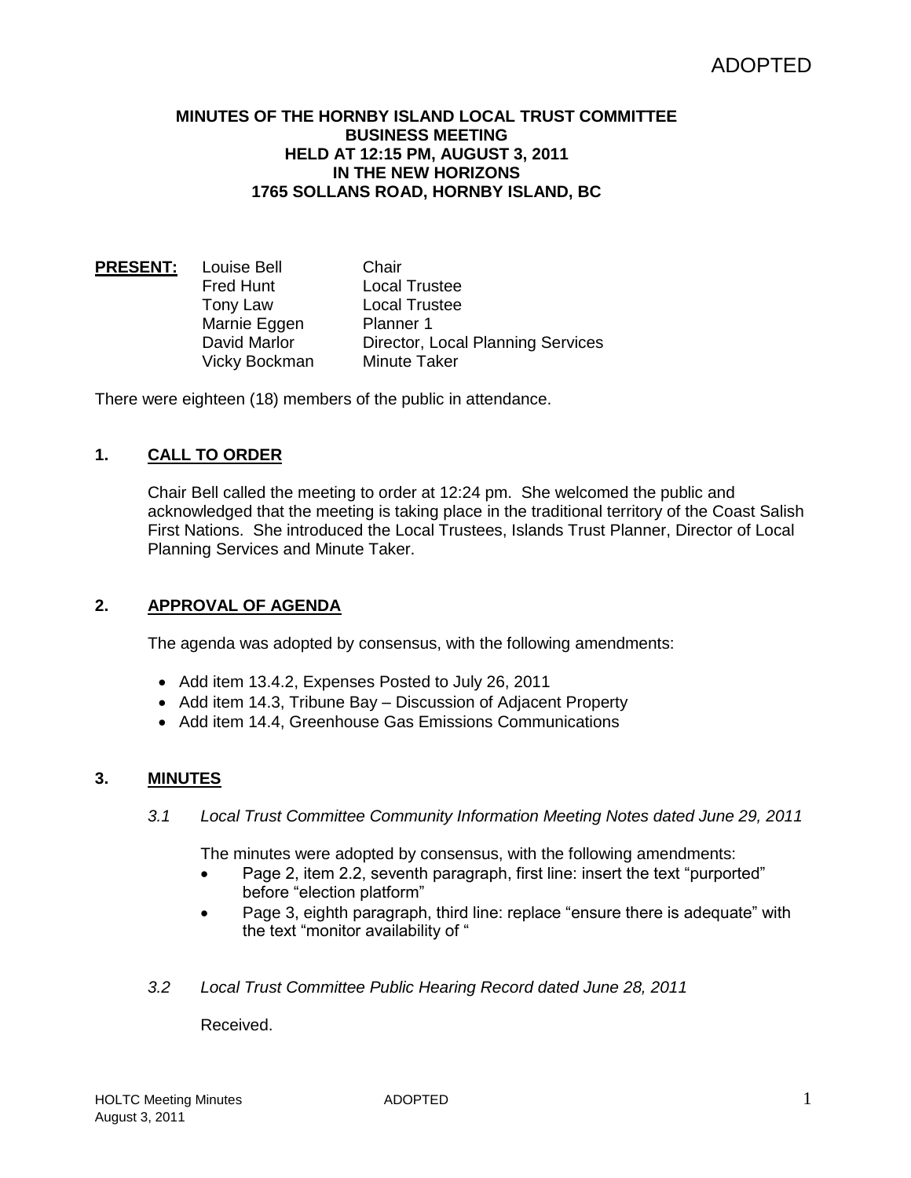ADOPTED

**MINUTES OF THE HORNBY ISLAND LOCAL TRUST COMMITTEE**
**BUSINESS MEETING**
**HELD AT 12:15 PM, AUGUST 3, 2011**
**IN THE NEW HORIZONS**
**1765 SOLLANS ROAD, HORNBY ISLAND, BC**

| **PRESENT:** | | |
|---|---|---|
| | Louise Bell | Chair |
| | Fred Hunt | Local Trustee |
| | Tony Law | Local Trustee |
| | Marnie Eggen | Planner 1 |
| | David Marlor | Director, Local Planning Services |
| | Vicky Bockman | Minute Taker |

There were eighteen (18) members of the public in attendance.

## 1. CALL TO ORDER

Chair Bell called the meeting to order at 12:24 pm. She welcomed the public and acknowledged that the meeting is taking place in the traditional territory of the Coast Salish First Nations. She introduced the Local Trustees, Islands Trust Planner, Director of Local Planning Services and Minute Taker.

## 2. APPROVAL OF AGENDA

The agenda was adopted by consensus, with the following amendments:

- Add item 13.4.2, Expenses Posted to July 26, 2011
- Add item 14.3, Tribune Bay – Discussion of Adjacent Property
- Add item 14.4, Greenhouse Gas Emissions Communications

## 3. MINUTES

*3.1 Local Trust Committee Community Information Meeting Notes dated June 29, 2011*

The minutes were adopted by consensus, with the following amendments:

- Page 2, item 2.2, seventh paragraph, first line: insert the text "purported" before "election platform"
- Page 3, eighth paragraph, third line: replace "ensure there is adequate" with the text "monitor availability of "

*3.2 Local Trust Committee Public Hearing Record dated June 28, 2011*

Received.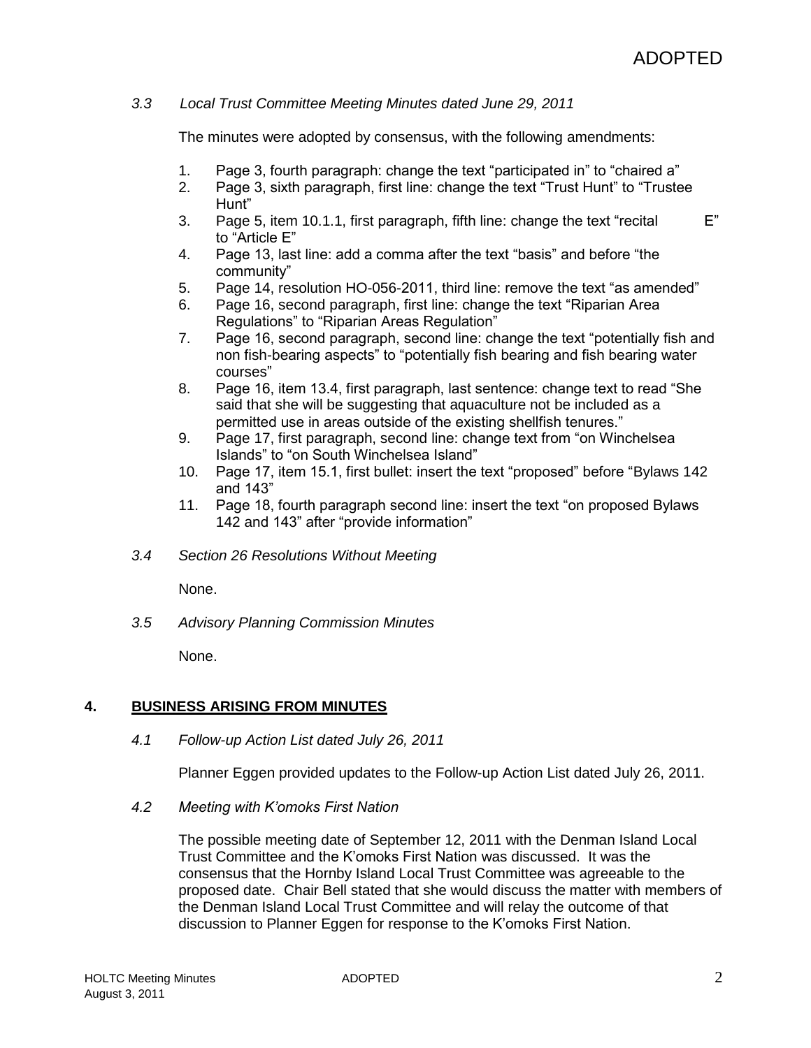*3.3 Local Trust Committee Meeting Minutes dated June 29, 2011*

The minutes were adopted by consensus, with the following amendments:

1. Page 3, fourth paragraph: change the text "participated in" to "chaired a"
2. Page 3, sixth paragraph, first line: change the text "Trust Hunt" to "Trustee Hunt"
3. Page 5, item 10.1.1, first paragraph, fifth line: change the text "recital E" to "Article E"
4. Page 13, last line: add a comma after the text "basis" and before "the community"
5. Page 14, resolution HO-056-2011, third line: remove the text "as amended"
6. Page 16, second paragraph, first line: change the text "Riparian Area Regulations" to "Riparian Areas Regulation"
7. Page 16, second paragraph, second line: change the text "potentially fish and non fish-bearing aspects" to "potentially fish bearing and fish bearing water courses"
8. Page 16, item 13.4, first paragraph, last sentence: change text to read "She said that she will be suggesting that aquaculture not be included as a permitted use in areas outside of the existing shellfish tenures."
9. Page 17, first paragraph, second line: change text from "on Winchelsea Islands" to "on South Winchelsea Island"
10. Page 17, item 15.1, first bullet: insert the text "proposed" before "Bylaws 142 and 143"
11. Page 18, fourth paragraph second line: insert the text "on proposed Bylaws 142 and 143" after "provide information"

*3.4 Section 26 Resolutions Without Meeting*

None.

*3.5 Advisory Planning Commission Minutes*

None.

## 4. BUSINESS ARISING FROM MINUTES

*4.1 Follow-up Action List dated July 26, 2011*

Planner Eggen provided updates to the Follow-up Action List dated July 26, 2011.

*4.2 Meeting with K'omoks First Nation*

The possible meeting date of September 12, 2011 with the Denman Island Local Trust Committee and the K'omoks First Nation was discussed. It was the consensus that the Hornby Island Local Trust Committee was agreeable to the proposed date. Chair Bell stated that she would discuss the matter with members of the Denman Island Local Trust Committee and will relay the outcome of that discussion to Planner Eggen for response to the K'omoks First Nation.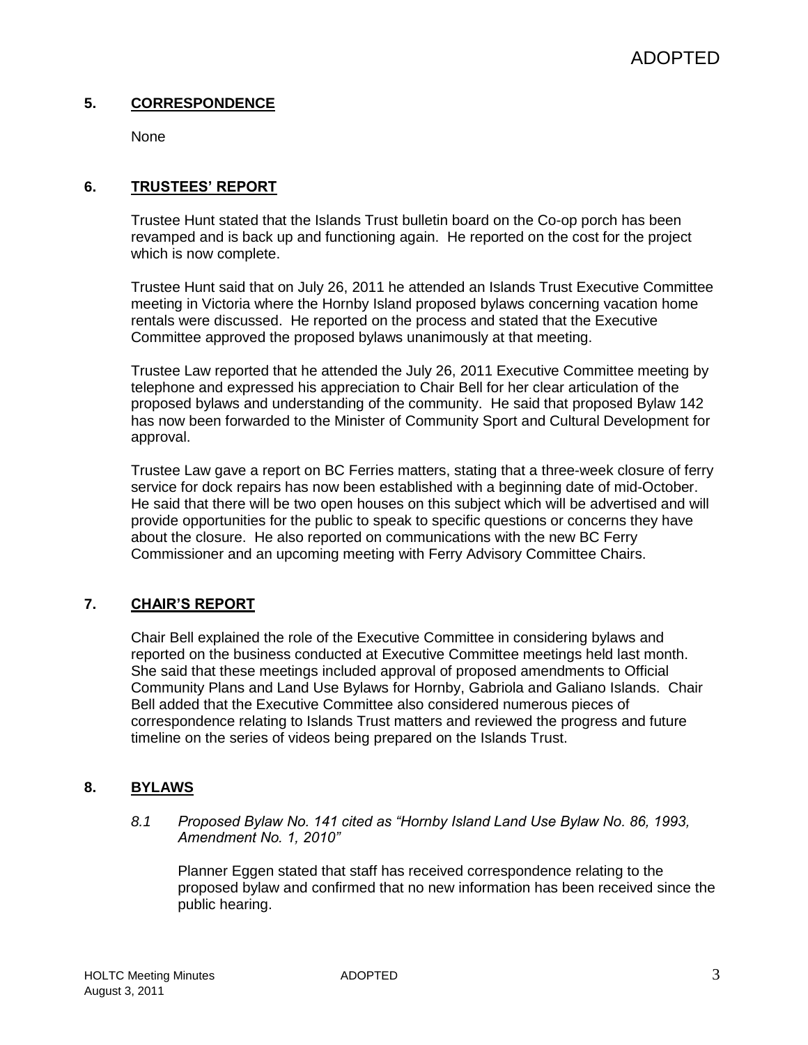## 5. CORRESPONDENCE

None

## 6. TRUSTEES' REPORT

Trustee Hunt stated that the Islands Trust bulletin board on the Co-op porch has been revamped and is back up and functioning again. He reported on the cost for the project which is now complete.

Trustee Hunt said that on July 26, 2011 he attended an Islands Trust Executive Committee meeting in Victoria where the Hornby Island proposed bylaws concerning vacation home rentals were discussed. He reported on the process and stated that the Executive Committee approved the proposed bylaws unanimously at that meeting.

Trustee Law reported that he attended the July 26, 2011 Executive Committee meeting by telephone and expressed his appreciation to Chair Bell for her clear articulation of the proposed bylaws and understanding of the community. He said that proposed Bylaw 142 has now been forwarded to the Minister of Community Sport and Cultural Development for approval.

Trustee Law gave a report on BC Ferries matters, stating that a three-week closure of ferry service for dock repairs has now been established with a beginning date of mid-October. He said that there will be two open houses on this subject which will be advertised and will provide opportunities for the public to speak to specific questions or concerns they have about the closure. He also reported on communications with the new BC Ferry Commissioner and an upcoming meeting with Ferry Advisory Committee Chairs.

## 7. CHAIR'S REPORT

Chair Bell explained the role of the Executive Committee in considering bylaws and reported on the business conducted at Executive Committee meetings held last month. She said that these meetings included approval of proposed amendments to Official Community Plans and Land Use Bylaws for Hornby, Gabriola and Galiano Islands. Chair Bell added that the Executive Committee also considered numerous pieces of correspondence relating to Islands Trust matters and reviewed the progress and future timeline on the series of videos being prepared on the Islands Trust.

## 8. BYLAWS

*8.1 Proposed Bylaw No. 141 cited as "Hornby Island Land Use Bylaw No. 86, 1993, Amendment No. 1, 2010"*

Planner Eggen stated that staff has received correspondence relating to the proposed bylaw and confirmed that no new information has been received since the public hearing.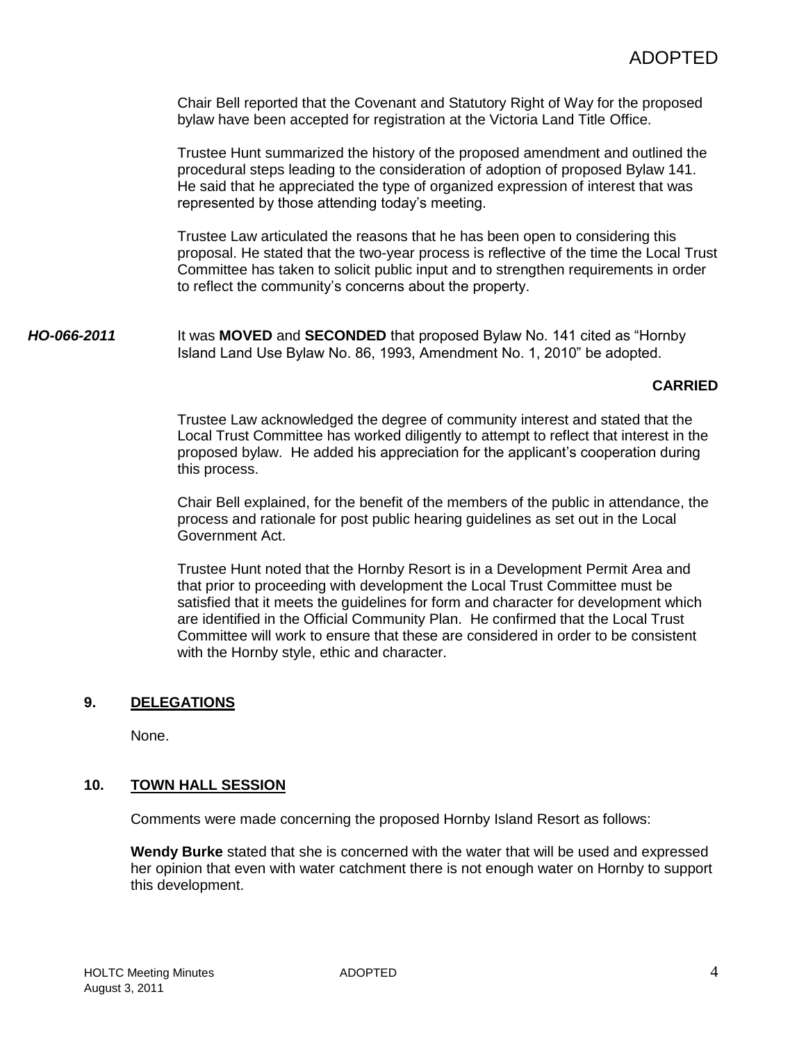Chair Bell reported that the Covenant and Statutory Right of Way for the proposed bylaw have been accepted for registration at the Victoria Land Title Office.

Trustee Hunt summarized the history of the proposed amendment and outlined the procedural steps leading to the consideration of adoption of proposed Bylaw 141. He said that he appreciated the type of organized expression of interest that was represented by those attending today's meeting.

Trustee Law articulated the reasons that he has been open to considering this proposal. He stated that the two-year process is reflective of the time the Local Trust Committee has taken to solicit public input and to strengthen requirements in order to reflect the community's concerns about the property.

***HO-066-2011*** It was **MOVED** and **SECONDED** that proposed Bylaw No. 141 cited as "Hornby Island Land Use Bylaw No. 86, 1993, Amendment No. 1, 2010" be adopted.

**CARRIED**

Trustee Law acknowledged the degree of community interest and stated that the Local Trust Committee has worked diligently to attempt to reflect that interest in the proposed bylaw. He added his appreciation for the applicant's cooperation during this process.

Chair Bell explained, for the benefit of the members of the public in attendance, the process and rationale for post public hearing guidelines as set out in the Local Government Act.

Trustee Hunt noted that the Hornby Resort is in a Development Permit Area and that prior to proceeding with development the Local Trust Committee must be satisfied that it meets the guidelines for form and character for development which are identified in the Official Community Plan. He confirmed that the Local Trust Committee will work to ensure that these are considered in order to be consistent with the Hornby style, ethic and character.

## 9. DELEGATIONS

None.

## 10. TOWN HALL SESSION

Comments were made concerning the proposed Hornby Island Resort as follows:

**Wendy Burke** stated that she is concerned with the water that will be used and expressed her opinion that even with water catchment there is not enough water on Hornby to support this development.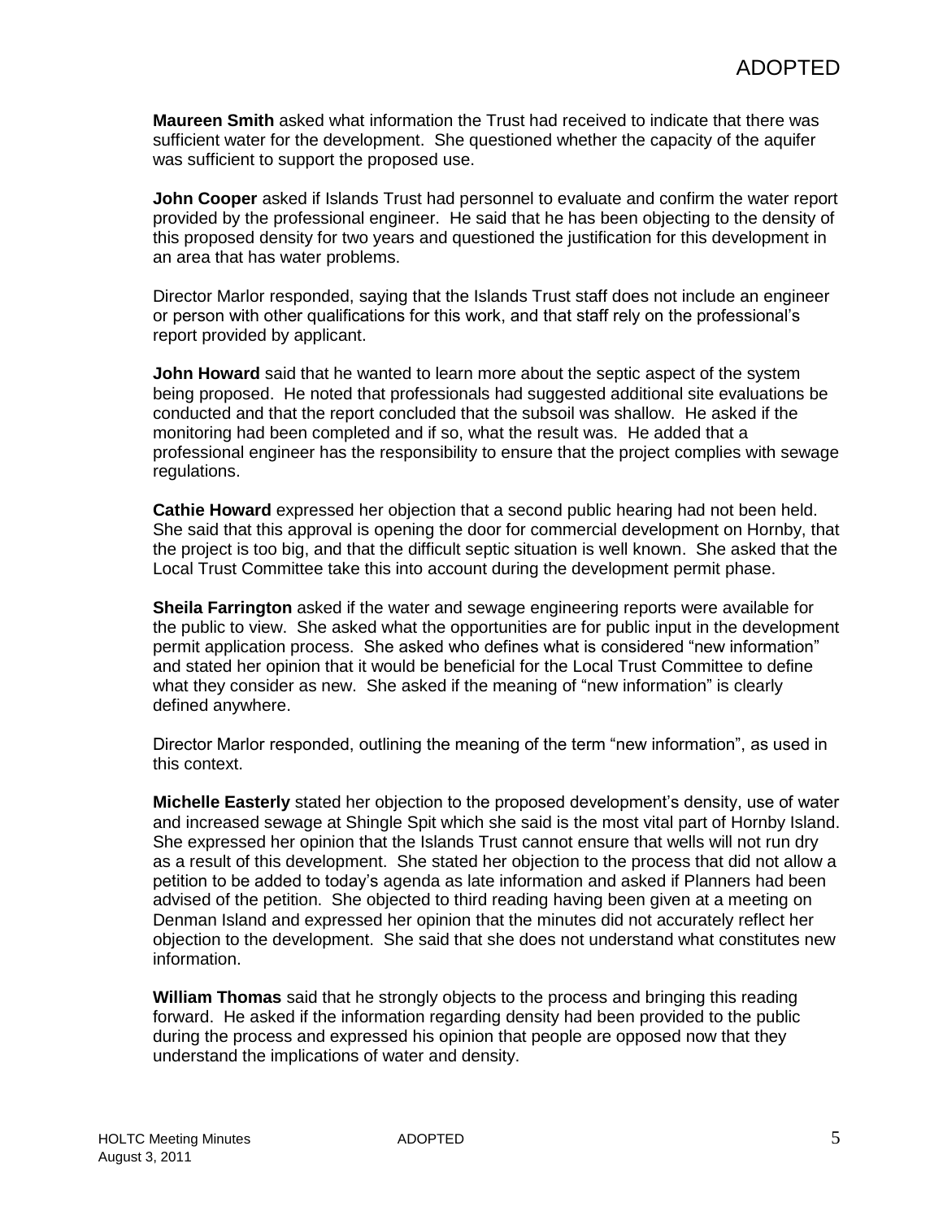**Maureen Smith** asked what information the Trust had received to indicate that there was sufficient water for the development. She questioned whether the capacity of the aquifer was sufficient to support the proposed use.

**John Cooper** asked if Islands Trust had personnel to evaluate and confirm the water report provided by the professional engineer. He said that he has been objecting to the density of this proposed density for two years and questioned the justification for this development in an area that has water problems.

Director Marlor responded, saying that the Islands Trust staff does not include an engineer or person with other qualifications for this work, and that staff rely on the professional's report provided by applicant.

**John Howard** said that he wanted to learn more about the septic aspect of the system being proposed. He noted that professionals had suggested additional site evaluations be conducted and that the report concluded that the subsoil was shallow. He asked if the monitoring had been completed and if so, what the result was. He added that a professional engineer has the responsibility to ensure that the project complies with sewage regulations.

**Cathie Howard** expressed her objection that a second public hearing had not been held. She said that this approval is opening the door for commercial development on Hornby, that the project is too big, and that the difficult septic situation is well known. She asked that the Local Trust Committee take this into account during the development permit phase.

**Sheila Farrington** asked if the water and sewage engineering reports were available for the public to view. She asked what the opportunities are for public input in the development permit application process. She asked who defines what is considered "new information" and stated her opinion that it would be beneficial for the Local Trust Committee to define what they consider as new. She asked if the meaning of "new information" is clearly defined anywhere.

Director Marlor responded, outlining the meaning of the term "new information", as used in this context.

**Michelle Easterly** stated her objection to the proposed development's density, use of water and increased sewage at Shingle Spit which she said is the most vital part of Hornby Island. She expressed her opinion that the Islands Trust cannot ensure that wells will not run dry as a result of this development. She stated her objection to the process that did not allow a petition to be added to today's agenda as late information and asked if Planners had been advised of the petition. She objected to third reading having been given at a meeting on Denman Island and expressed her opinion that the minutes did not accurately reflect her objection to the development. She said that she does not understand what constitutes new information.

**William Thomas** said that he strongly objects to the process and bringing this reading forward. He asked if the information regarding density had been provided to the public during the process and expressed his opinion that people are opposed now that they understand the implications of water and density.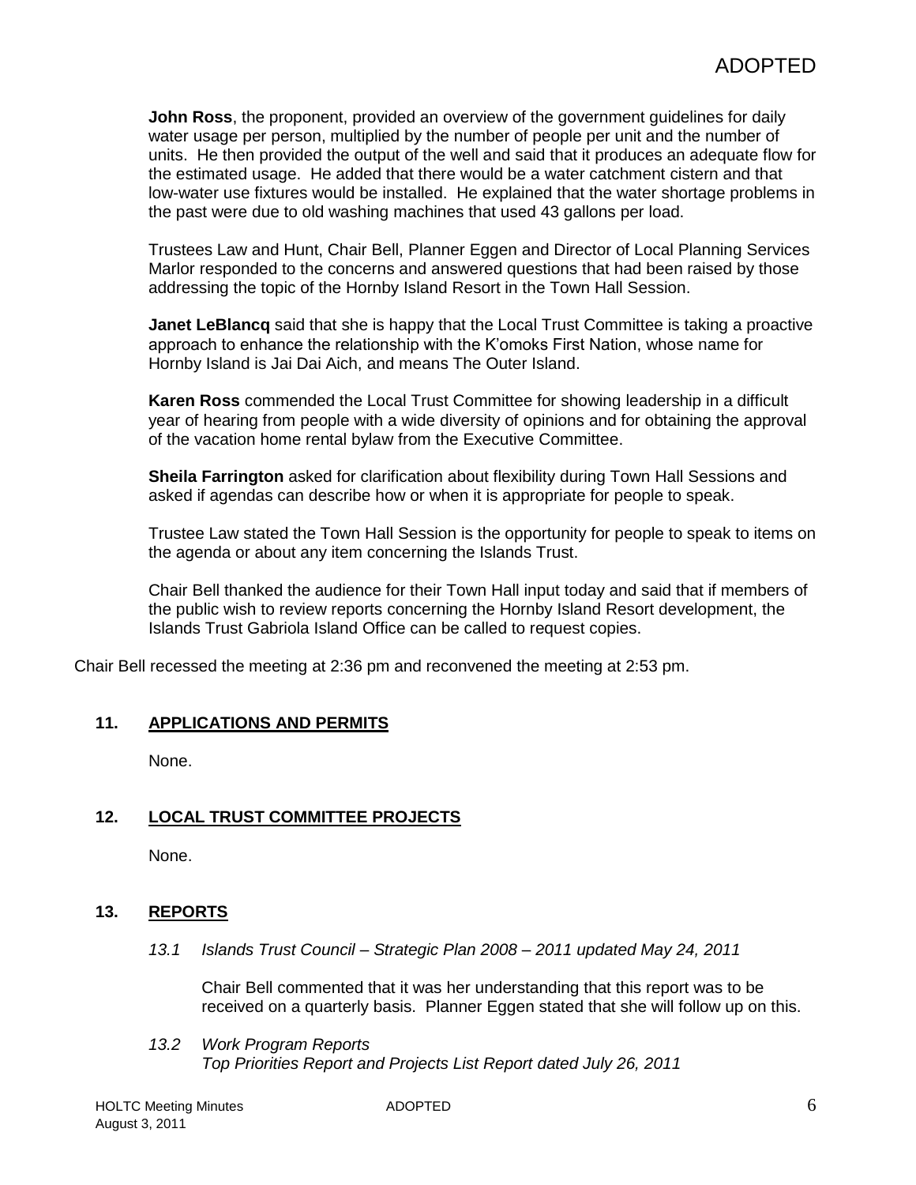**John Ross**, the proponent, provided an overview of the government guidelines for daily water usage per person, multiplied by the number of people per unit and the number of units. He then provided the output of the well and said that it produces an adequate flow for the estimated usage. He added that there would be a water catchment cistern and that low-water use fixtures would be installed. He explained that the water shortage problems in the past were due to old washing machines that used 43 gallons per load.

Trustees Law and Hunt, Chair Bell, Planner Eggen and Director of Local Planning Services Marlor responded to the concerns and answered questions that had been raised by those addressing the topic of the Hornby Island Resort in the Town Hall Session.

**Janet LeBlancq** said that she is happy that the Local Trust Committee is taking a proactive approach to enhance the relationship with the K'omoks First Nation, whose name for Hornby Island is Jai Dai Aich, and means The Outer Island.

**Karen Ross** commended the Local Trust Committee for showing leadership in a difficult year of hearing from people with a wide diversity of opinions and for obtaining the approval of the vacation home rental bylaw from the Executive Committee.

**Sheila Farrington** asked for clarification about flexibility during Town Hall Sessions and asked if agendas can describe how or when it is appropriate for people to speak.

Trustee Law stated the Town Hall Session is the opportunity for people to speak to items on the agenda or about any item concerning the Islands Trust.

Chair Bell thanked the audience for their Town Hall input today and said that if members of the public wish to review reports concerning the Hornby Island Resort development, the Islands Trust Gabriola Island Office can be called to request copies.

Chair Bell recessed the meeting at 2:36 pm and reconvened the meeting at 2:53 pm.

## 11. APPLICATIONS AND PERMITS

None.

## 12. LOCAL TRUST COMMITTEE PROJECTS

None.

## 13. REPORTS

*13.1 Islands Trust Council – Strategic Plan 2008 – 2011 updated May 24, 2011*

Chair Bell commented that it was her understanding that this report was to be received on a quarterly basis. Planner Eggen stated that she will follow up on this.

*13.2 Work Program Reports*
*Top Priorities Report and Projects List Report dated July 26, 2011*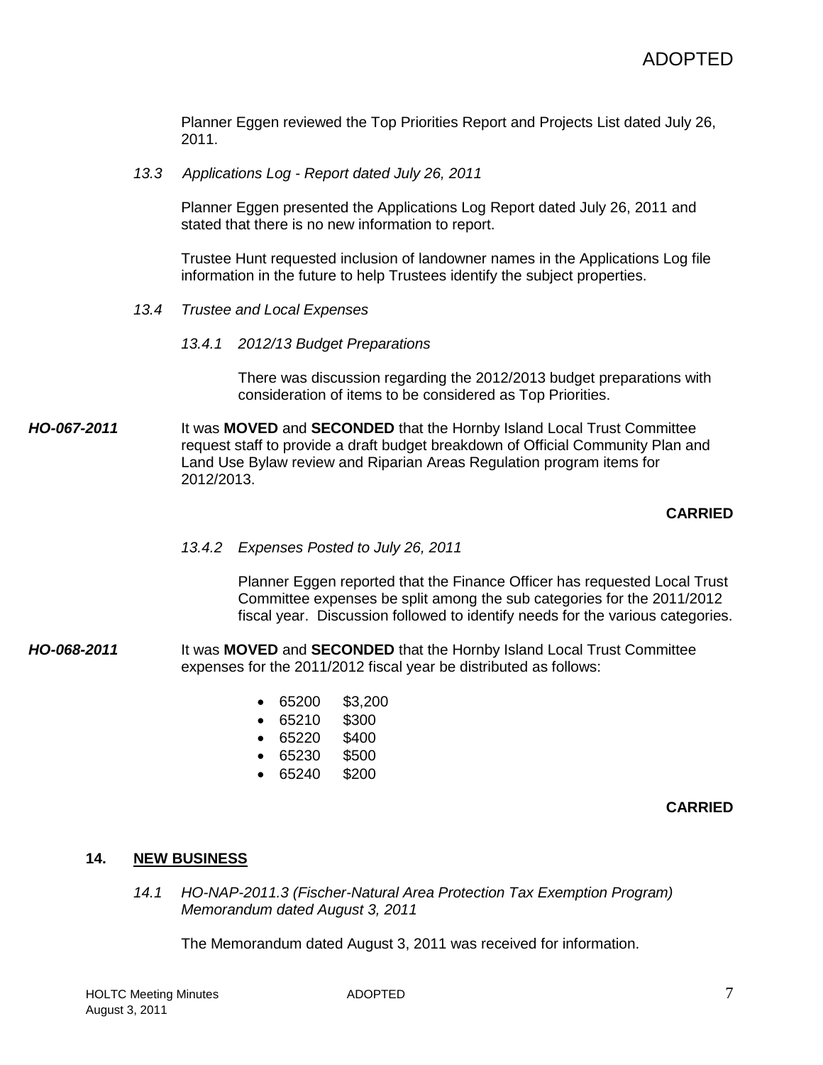Planner Eggen reviewed the Top Priorities Report and Projects List dated July 26, 2011.

*13.3 Applications Log - Report dated July 26, 2011*

Planner Eggen presented the Applications Log Report dated July 26, 2011 and stated that there is no new information to report.

Trustee Hunt requested inclusion of landowner names in the Applications Log file information in the future to help Trustees identify the subject properties.

*13.4 Trustee and Local Expenses*

*13.4.1 2012/13 Budget Preparations*

There was discussion regarding the 2012/2013 budget preparations with consideration of items to be considered as Top Priorities.

***HO-067-2011*** It was **MOVED** and **SECONDED** that the Hornby Island Local Trust Committee request staff to provide a draft budget breakdown of Official Community Plan and Land Use Bylaw review and Riparian Areas Regulation program items for 2012/2013.

**CARRIED**

*13.4.2 Expenses Posted to July 26, 2011*

Planner Eggen reported that the Finance Officer has requested Local Trust Committee expenses be split among the sub categories for the 2011/2012 fiscal year. Discussion followed to identify needs for the various categories.

***HO-068-2011*** It was **MOVED** and **SECONDED** that the Hornby Island Local Trust Committee expenses for the 2011/2012 fiscal year be distributed as follows:

- 65200 $3,200
- 65210 $300
- 65220 $400
- 65230 $500
- 65240 $200

**CARRIED**

## 14. NEW BUSINESS

*14.1 HO-NAP-2011.3 (Fischer-Natural Area Protection Tax Exemption Program) Memorandum dated August 3, 2011*

The Memorandum dated August 3, 2011 was received for information.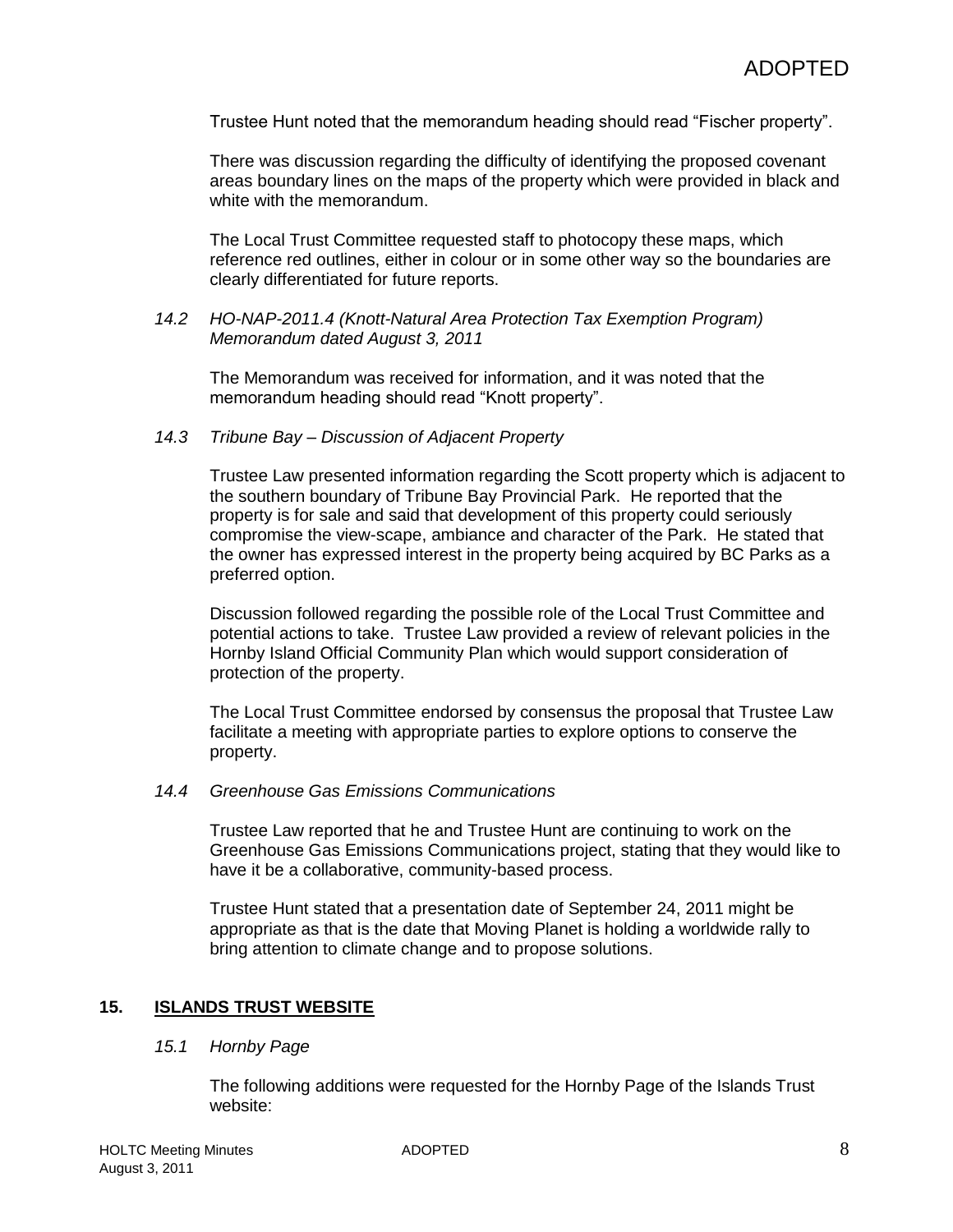Trustee Hunt noted that the memorandum heading should read “Fischer property”.

There was discussion regarding the difficulty of identifying the proposed covenant areas boundary lines on the maps of the property which were provided in black and white with the memorandum.

The Local Trust Committee requested staff to photocopy these maps, which reference red outlines, either in colour or in some other way so the boundaries are clearly differentiated for future reports.

*14.2 HO-NAP-2011.4 (Knott-Natural Area Protection Tax Exemption Program) Memorandum dated August 3, 2011*

The Memorandum was received for information, and it was noted that the memorandum heading should read “Knott property”.

*14.3 Tribune Bay – Discussion of Adjacent Property*

Trustee Law presented information regarding the Scott property which is adjacent to the southern boundary of Tribune Bay Provincial Park. He reported that the property is for sale and said that development of this property could seriously compromise the view-scape, ambiance and character of the Park. He stated that the owner has expressed interest in the property being acquired by BC Parks as a preferred option.

Discussion followed regarding the possible role of the Local Trust Committee and potential actions to take. Trustee Law provided a review of relevant policies in the Hornby Island Official Community Plan which would support consideration of protection of the property.

The Local Trust Committee endorsed by consensus the proposal that Trustee Law facilitate a meeting with appropriate parties to explore options to conserve the property.

*14.4 Greenhouse Gas Emissions Communications*

Trustee Law reported that he and Trustee Hunt are continuing to work on the Greenhouse Gas Emissions Communications project, stating that they would like to have it be a collaborative, community-based process.

Trustee Hunt stated that a presentation date of September 24, 2011 might be appropriate as that is the date that Moving Planet is holding a worldwide rally to bring attention to climate change and to propose solutions.

## 15. ISLANDS TRUST WEBSITE

*15.1 Hornby Page*

The following additions were requested for the Hornby Page of the Islands Trust website: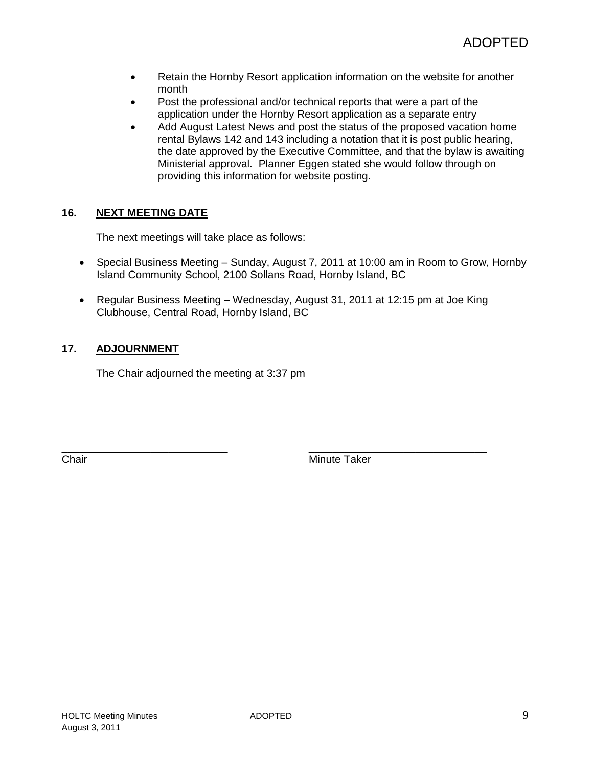- Retain the Hornby Resort application information on the website for another month
- Post the professional and/or technical reports that were a part of the application under the Hornby Resort application as a separate entry
- Add August Latest News and post the status of the proposed vacation home rental Bylaws 142 and 143 including a notation that it is post public hearing, the date approved by the Executive Committee, and that the bylaw is awaiting Ministerial approval. Planner Eggen stated she would follow through on providing this information for website posting.

## 16. NEXT MEETING DATE

The next meetings will take place as follows:

- Special Business Meeting – Sunday, August 7, 2011 at 10:00 am in Room to Grow, Hornby Island Community School, 2100 Sollans Road, Hornby Island, BC
- Regular Business Meeting – Wednesday, August 31, 2011 at 12:15 pm at Joe King Clubhouse, Central Road, Hornby Island, BC

## 17. ADJOURNMENT

The Chair adjourned the meeting at 3:37 pm

\_\_\_\_\_\_\_\_\_\_\_\_\_\_\_\_\_\_\_\_\_\_\_\_\_\_\_\_
Chair

\_\_\_\_\_\_\_\_\_\_\_\_\_\_\_\_\_\_\_\_\_\_\_\_\_\_\_\_
Minute Taker